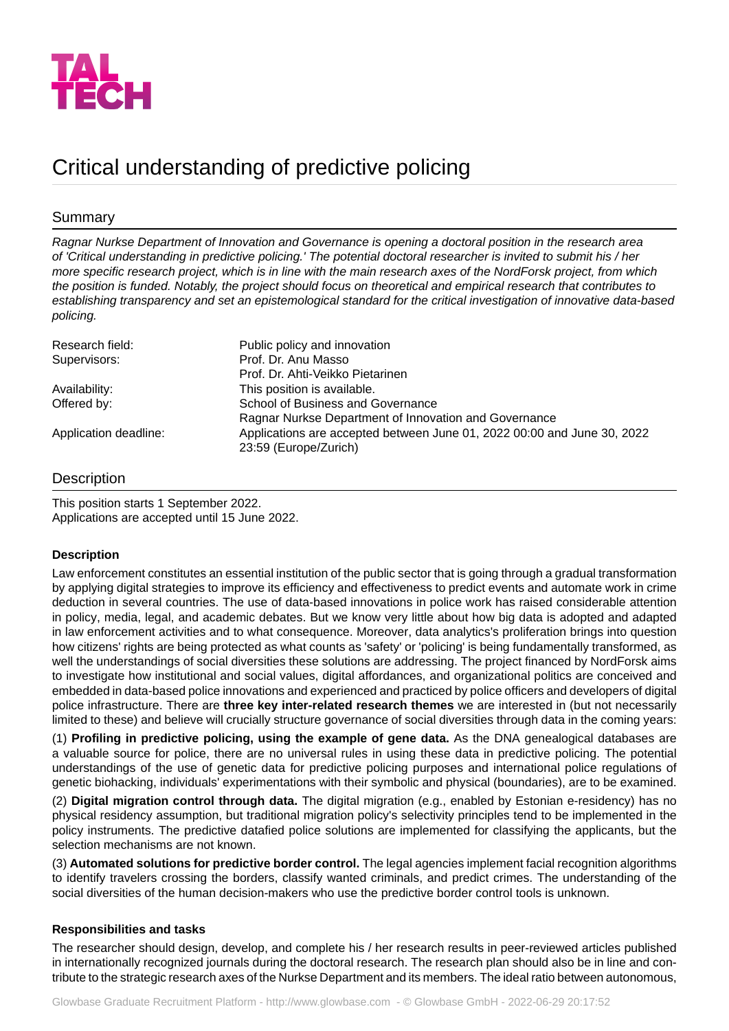TAL TECH

# Critical understanding of predictive policing

## Summary

*Ragnar Nurkse Department of Innovation and Governance is opening a doctoral position in the research area of 'Critical understanding in predictive policing.' The potential doctoral researcher is invited to submit his / her more specific research project, which is in line with the main research axes of the NordForsk project, from which the position is funded. Notably, the project should focus on theoretical and empirical research that contributes to establishing transparency and set an epistemological standard for the critical investigation of innovative data-based policing.*

| | |
|---|---|
| Research field: | Public policy and innovation |
| Supervisors: | Prof. Dr. Anu Masso<br>Prof. Dr. Ahti-Veikko Pietarinen |
| Availability: | This position is available. |
| Offered by: | School of Business and Governance<br>Ragnar Nurkse Department of Innovation and Governance |
| Application deadline: | Applications are accepted between June 01, 2022 00:00 and June 30, 2022 23:59 (Europe/Zurich) |

## Description

This position starts 1 September 2022.
Applications are accepted until 15 June 2022.

**Description**

Law enforcement constitutes an essential institution of the public sector that is going through a gradual transformation by applying digital strategies to improve its efficiency and effectiveness to predict events and automate work in crime deduction in several countries. The use of data-based innovations in police work has raised considerable attention in policy, media, legal, and academic debates. But we know very little about how big data is adopted and adapted in law enforcement activities and to what consequence. Moreover, data analytics's proliferation brings into question how citizens' rights are being protected as what counts as 'safety' or 'policing' is being fundamentally transformed, as well the understandings of social diversities these solutions are addressing. The project financed by NordForsk aims to investigate how institutional and social values, digital affordances, and organizational politics are conceived and embedded in data-based police innovations and experienced and practiced by police officers and developers of digital police infrastructure. There are **three key inter-related research themes** we are interested in (but not necessarily limited to these) and believe will crucially structure governance of social diversities through data in the coming years:

(1) **Profiling in predictive policing, using the example of gene data.** As the DNA genealogical databases are a valuable source for police, there are no universal rules in using these data in predictive policing. The potential understandings of the use of genetic data for predictive policing purposes and international police regulations of genetic biohacking, individuals' experimentations with their symbolic and physical (boundaries), are to be examined.

(2) **Digital migration control through data.** The digital migration (e.g., enabled by Estonian e-residency) has no physical residency assumption, but traditional migration policy's selectivity principles tend to be implemented in the policy instruments. The predictive datafied police solutions are implemented for classifying the applicants, but the selection mechanisms are not known.

(3) **Automated solutions for predictive border control.** The legal agencies implement facial recognition algorithms to identify travelers crossing the borders, classify wanted criminals, and predict crimes. The understanding of the social diversities of the human decision-makers who use the predictive border control tools is unknown.

**Responsibilities and tasks**

The researcher should design, develop, and complete his / her research results in peer-reviewed articles published in internationally recognized journals during the doctoral research. The research plan should also be in line and contribute to the strategic research axes of the Nurkse Department and its members. The ideal ratio between autonomous,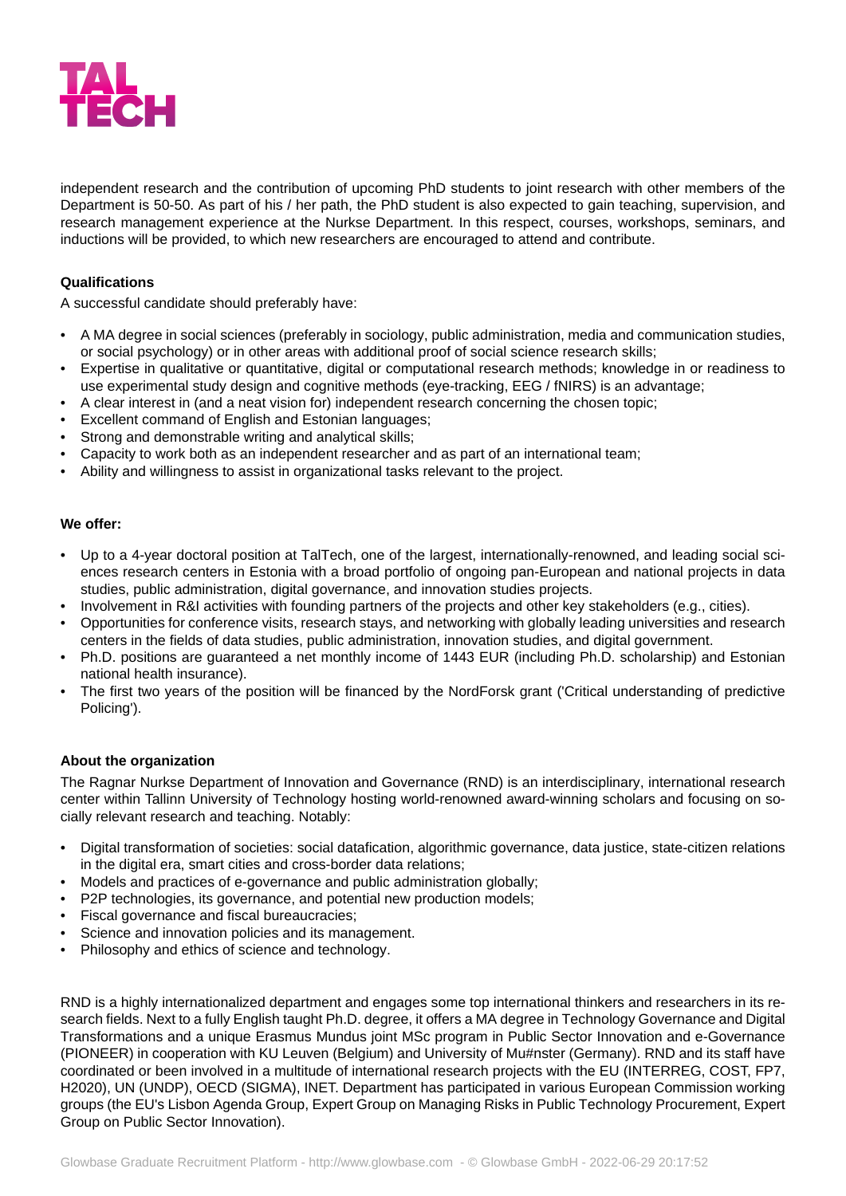independent research and the contribution of upcoming PhD students to joint research with other members of the Department is 50-50. As part of his / her path, the PhD student is also expected to gain teaching, supervision, and research management experience at the Nurkse Department. In this respect, courses, workshops, seminars, and inductions will be provided, to which new researchers are encouraged to attend and contribute.

**Qualifications**

A successful candidate should preferably have:

- A MA degree in social sciences (preferably in sociology, public administration, media and communication studies, or social psychology) or in other areas with additional proof of social science research skills;
- Expertise in qualitative or quantitative, digital or computational research methods; knowledge in or readiness to use experimental study design and cognitive methods (eye-tracking, EEG / fNIRS) is an advantage;
- A clear interest in (and a neat vision for) independent research concerning the chosen topic;
- Excellent command of English and Estonian languages;
- Strong and demonstrable writing and analytical skills;
- Capacity to work both as an independent researcher and as part of an international team;
- Ability and willingness to assist in organizational tasks relevant to the project.

**We offer:**

- Up to a 4-year doctoral position at TalTech, one of the largest, internationally-renowned, and leading social sciences research centers in Estonia with a broad portfolio of ongoing pan-European and national projects in data studies, public administration, digital governance, and innovation studies projects.
- Involvement in R&I activities with founding partners of the projects and other key stakeholders (e.g., cities).
- Opportunities for conference visits, research stays, and networking with globally leading universities and research centers in the fields of data studies, public administration, innovation studies, and digital government.
- Ph.D. positions are guaranteed a net monthly income of 1443 EUR (including Ph.D. scholarship) and Estonian national health insurance).
- The first two years of the position will be financed by the NordForsk grant ('Critical understanding of predictive Policing').

**About the organization**

The Ragnar Nurkse Department of Innovation and Governance (RND) is an interdisciplinary, international research center within Tallinn University of Technology hosting world-renowned award-winning scholars and focusing on socially relevant research and teaching. Notably:

- Digital transformation of societies: social datafication, algorithmic governance, data justice, state-citizen relations in the digital era, smart cities and cross-border data relations;
- Models and practices of e-governance and public administration globally;
- P2P technologies, its governance, and potential new production models;
- Fiscal governance and fiscal bureaucracies;
- Science and innovation policies and its management.
- Philosophy and ethics of science and technology.

RND is a highly internationalized department and engages some top international thinkers and researchers in its research fields. Next to a fully English taught Ph.D. degree, it offers a MA degree in Technology Governance and Digital Transformations and a unique Erasmus Mundus joint MSc program in Public Sector Innovation and e-Governance (PIONEER) in cooperation with KU Leuven (Belgium) and University of Mu#nster (Germany). RND and its staff have coordinated or been involved in a multitude of international research projects with the EU (INTERREG, COST, FP7, H2020), UN (UNDP), OECD (SIGMA), INET. Department has participated in various European Commission working groups (the EU's Lisbon Agenda Group, Expert Group on Managing Risks in Public Technology Procurement, Expert Group on Public Sector Innovation).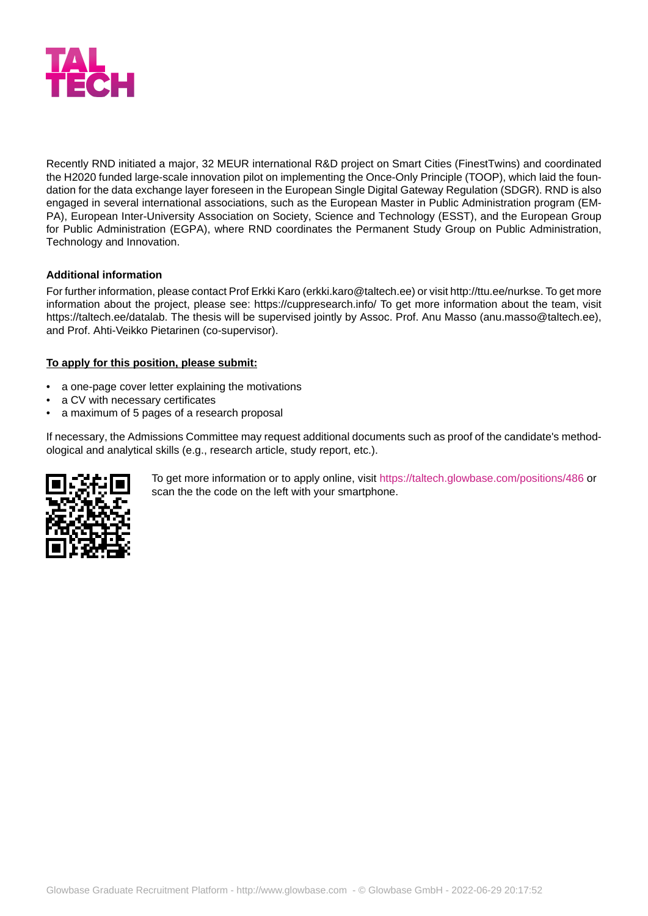Recently RND initiated a major, 32 MEUR international R&D project on Smart Cities (FinestTwins) and coordinated the H2020 funded large-scale innovation pilot on implementing the Once-Only Principle (TOOP), which laid the foundation for the data exchange layer foreseen in the European Single Digital Gateway Regulation (SDGR). RND is also engaged in several international associations, such as the European Master in Public Administration program (EMPA), European Inter-University Association on Society, Science and Technology (ESST), and the European Group for Public Administration (EGPA), where RND coordinates the Permanent Study Group on Public Administration, Technology and Innovation.

**Additional information**

For further information, please contact Prof Erkki Karo (erkki.karo@taltech.ee) or visit http://ttu.ee/nurkse. To get more information about the project, please see: https://cuppresearch.info/ To get more information about the team, visit https://taltech.ee/datalab. The thesis will be supervised jointly by Assoc. Prof. Anu Masso (anu.masso@taltech.ee), and Prof. Ahti-Veikko Pietarinen (co-supervisor).

**To apply for this position, please submit:**

- a one-page cover letter explaining the motivations
- a CV with necessary certificates
- a maximum of 5 pages of a research proposal

If necessary, the Admissions Committee may request additional documents such as proof of the candidate's methodological and analytical skills (e.g., research article, study report, etc.).

To get more information or to apply online, visit https://taltech.glowbase.com/positions/486 or scan the the code on the left with your smartphone.